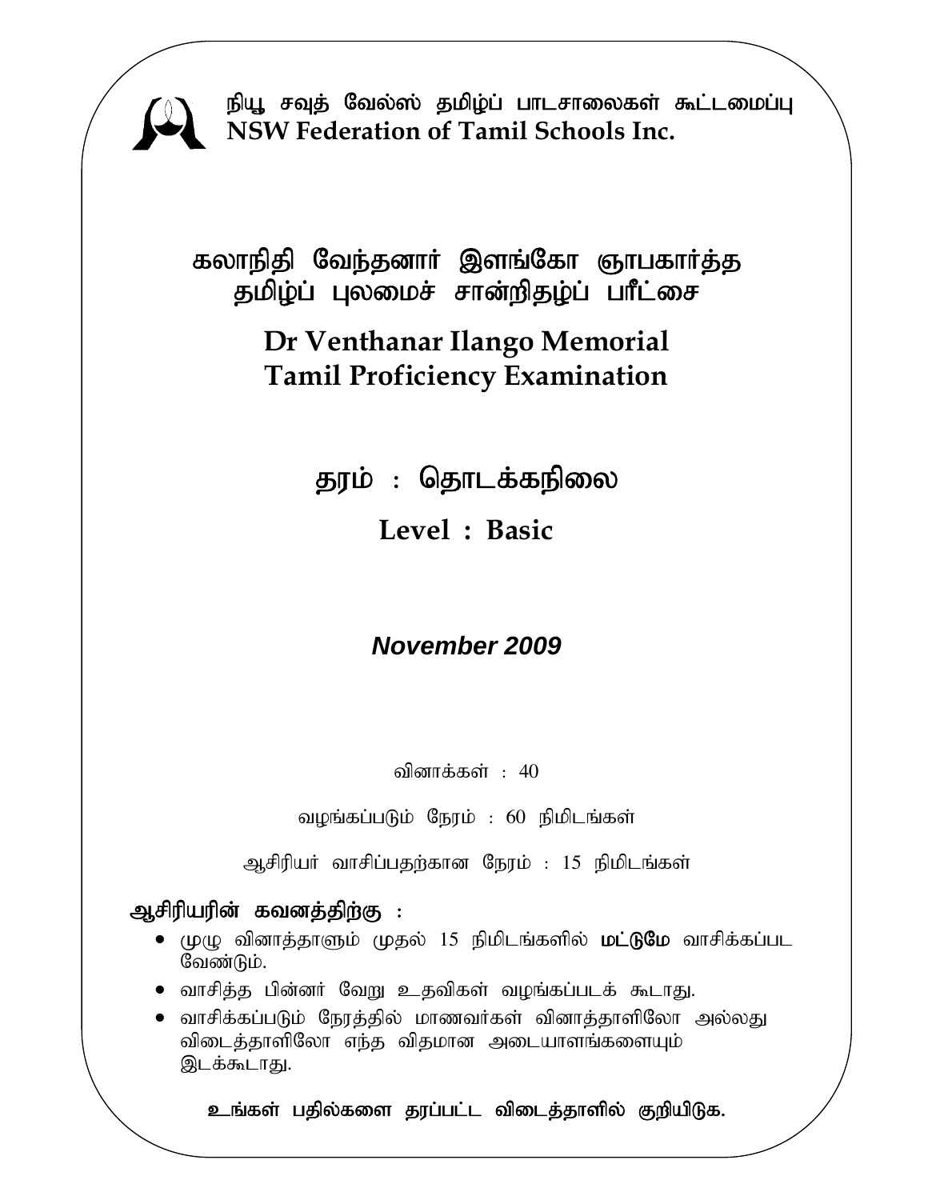நியூ சவுத் வேல்ஸ் தமிழ்ப் பாடசாலைகள் கூட்டமைப்பு
**NSW Federation of Tamil Schools Inc.**

# கலாநிதி வேந்தனார் இளங்கோ ஞாபகார்த்த தமிழ்ப் புலமைச் சான்றிதழ்ப் பரீட்சை

# Dr Venthanar Ilango Memorial Tamil Proficiency Examination

## தரம் : தொடக்கநிலை

## Level : Basic

***November 2009***

வினாக்கள் : 40

வழங்கப்படும் நேரம் : 60 நிமிடங்கள்

ஆசிரியர் வாசிப்பதற்கான நேரம் : 15 நிமிடங்கள்

**ஆசிரியரின் கவனத்திற்கு :**

- முழு வினாத்தாளும் முதல் 15 நிமிடங்களில் **மட்டுமே** வாசிக்கப்பட வேண்டும்.
- வாசித்த பின்னர் வேறு உதவிகள் வழங்கப்படக் கூடாது.
- வாசிக்கப்படும் நேரத்தில் மாணவர்கள் வினாத்தாளிலோ அல்லது விடைத்தாளிலோ எந்த விதமான அடையாளங்களையும் இடக்கூடாது.

**உங்கள் பதில்களை தரப்பட்ட விடைத்தாளில் குறியிடுக.**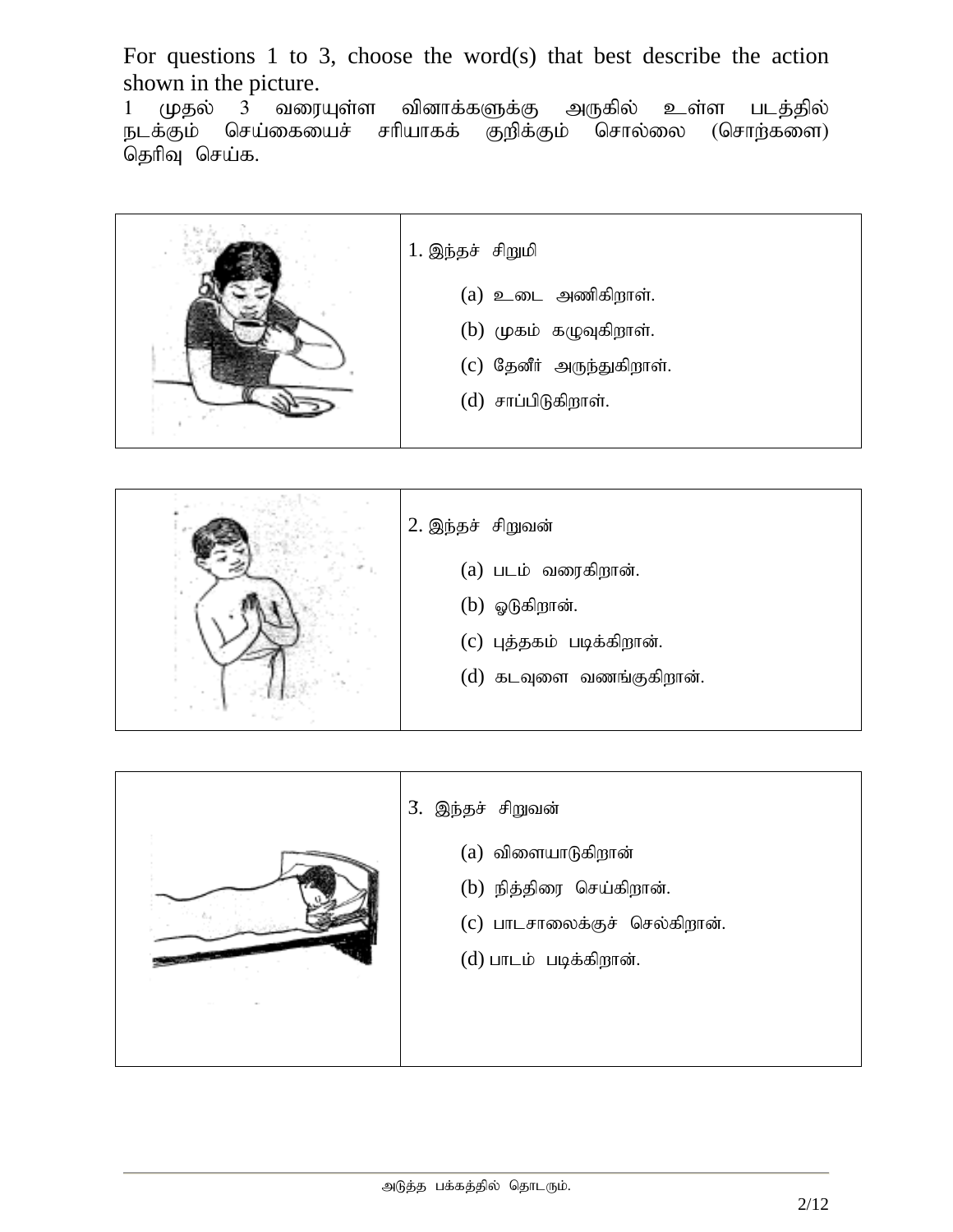For questions 1 to 3, choose the word(s) that best describe the action shown in the picture.

1 முதல் 3 வரையுள்ள வினாக்களுக்கு அருகில் உள்ள படத்தில் நடக்கும் செய்கையைச் சரியாகக் குறிக்கும் சொல்லை (சொற்களை) தெரிவு செய்க.

1. இந்தச் சிறுமி

   (a) உடை அணிகிறாள்.

   (b) முகம் கழுவுகிறாள்.

   (c) தேனீர் அருந்துகிறாள்.

   (d) சாப்பிடுகிறாள்.

2. இந்தச் சிறுவன்

   (a) படம் வரைகிறான்.

   (b) ஓடுகிறான்.

   (c) புத்தகம் படிக்கிறான்.

   (d) கடவுளை வணங்குகிறான்.

3. இந்தச் சிறுவன்

   (a) விளையாடுகிறான்

   (b) நித்திரை செய்கிறான்.

   (c) பாடசாலைக்குச் செல்கிறான்.

   (d) பாடம் படிக்கிறான்.

அடுத்த பக்கத்தில் தொடரும்.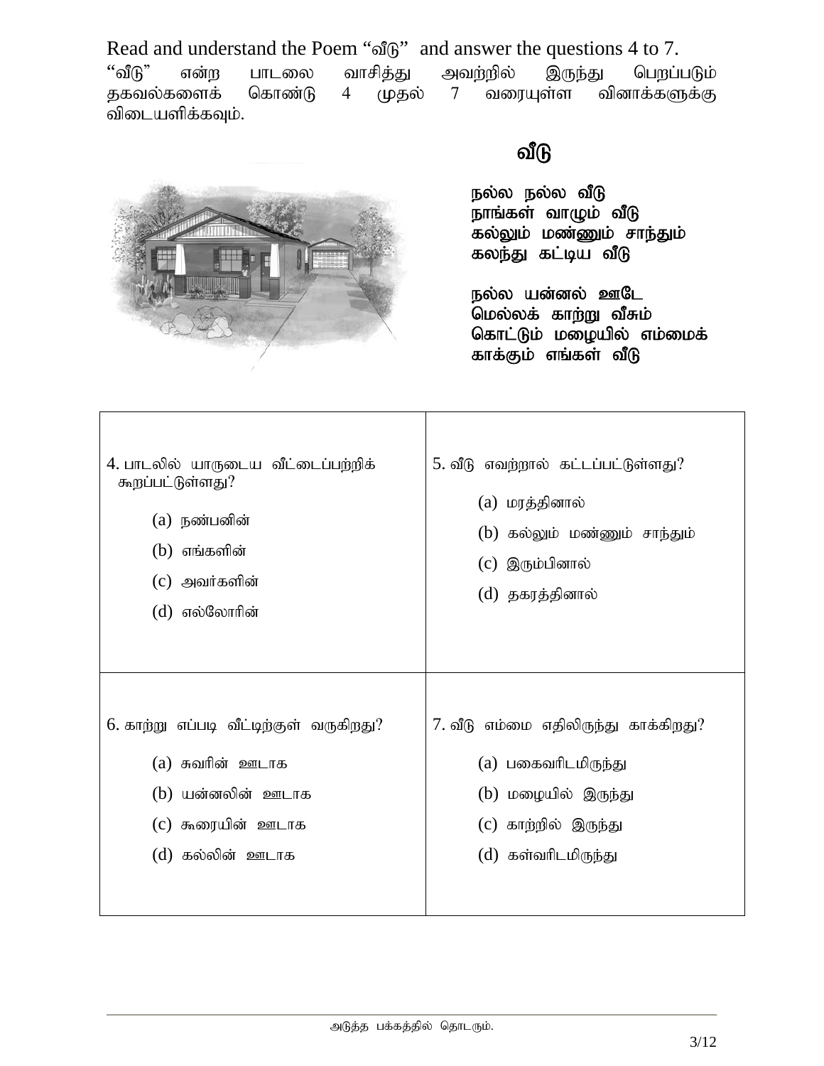Read and understand the Poem “வீடு” and answer the questions 4 to 7.

“வீடு” என்ற பாடலை வாசித்து அவற்றில் இருந்து பெறப்படும் தகவல்களைக் கொண்டு 4 முதல் 7 வரையுள்ள வினாக்களுக்கு விடையளிக்கவும்.

## வீடு

நல்ல நல்ல வீடு
நாங்கள் வாழும் வீடு
கல்லும் மண்ணும் சாந்தும்
கலந்து கட்டிய வீடு

நல்ல யன்னல் ஊடே
மெல்லக் காற்று வீசும்
கொட்டும் மழையில் எம்மைக்
காக்கும் எங்கள் வீடு

4. பாடலில் யாருடைய வீட்டைப்பற்றிக் கூறப்பட்டுள்ளது?
   - (a) நண்பனின்
   - (b) எங்களின்
   - (c) அவர்களின்
   - (d) எல்லோரின்

5. வீடு எவற்றால் கட்டப்பட்டுள்ளது?
   - (a) மரத்தினால்
   - (b) கல்லும் மண்ணும் சாந்தும்
   - (c) இரும்பினால்
   - (d) தகரத்தினால்

6. காற்று எப்படி வீட்டிற்குள் வருகிறது?
   - (a) சுவரின் ஊடாக
   - (b) யன்னலின் ஊடாக
   - (c) கூரையின் ஊடாக
   - (d) கல்லின் ஊடாக

7. வீடு எம்மை எதிலிருந்து காக்கிறது?
   - (a) பகைவரிடமிருந்து
   - (b) மழையில் இருந்து
   - (c) காற்றில் இருந்து
   - (d) கள்வரிடமிருந்து

அடுத்த பக்கத்தில் தொடரும்.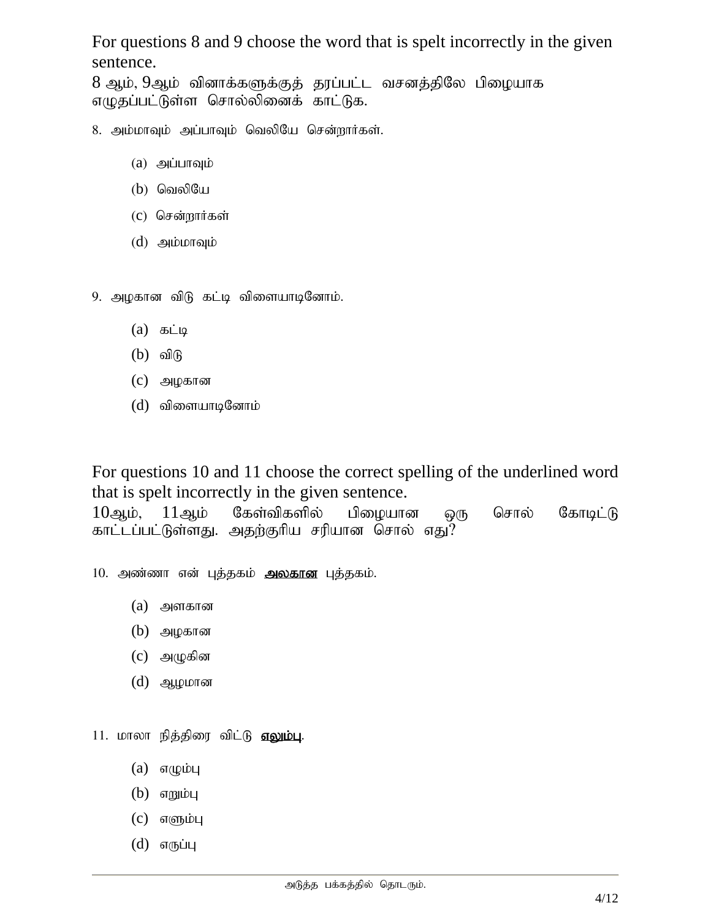For questions 8 and 9 choose the word that is spelt incorrectly in the given sentence.

8 ஆம், 9ஆம் வினாக்களுக்குத் தரப்பட்ட வசனத்திலே பிழையாக எழுதப்பட்டுள்ள சொல்லினைக் காட்டுக.

8. அம்மாவும் அப்பாவும் வெலியே சென்றார்கள்.

   (a) அப்பாவும்
   (b) வெலியே
   (c) சென்றார்கள்
   (d) அம்மாவும்

9. அழகான விடு கட்டி விளையாடினோம்.

   (a) கட்டி
   (b) விடு
   (c) அழகான
   (d) விளையாடினோம்

For questions 10 and 11 choose the correct spelling of the underlined word that is spelt incorrectly in the given sentence.

10ஆம், 11ஆம் கேள்விகளில் பிழையான ஒரு சொல் கோடிட்டு காட்டப்பட்டுள்ளது. அதற்குரிய சரியான சொல் எது?

10. அண்ணா என் புத்தகம் <u>**அலகான**</u> புத்தகம்.

   (a) அளகான
   (b) அழகான
   (c) அழுகின
   (d) ஆழமான

11. மாலா நித்திரை விட்டு <u>**எலும்பு**</u>.

   (a) எழும்பு
   (b) எறும்பு
   (c) எளும்பு
   (d) எருப்பு

அடுத்த பக்கத்தில் தொடரும்.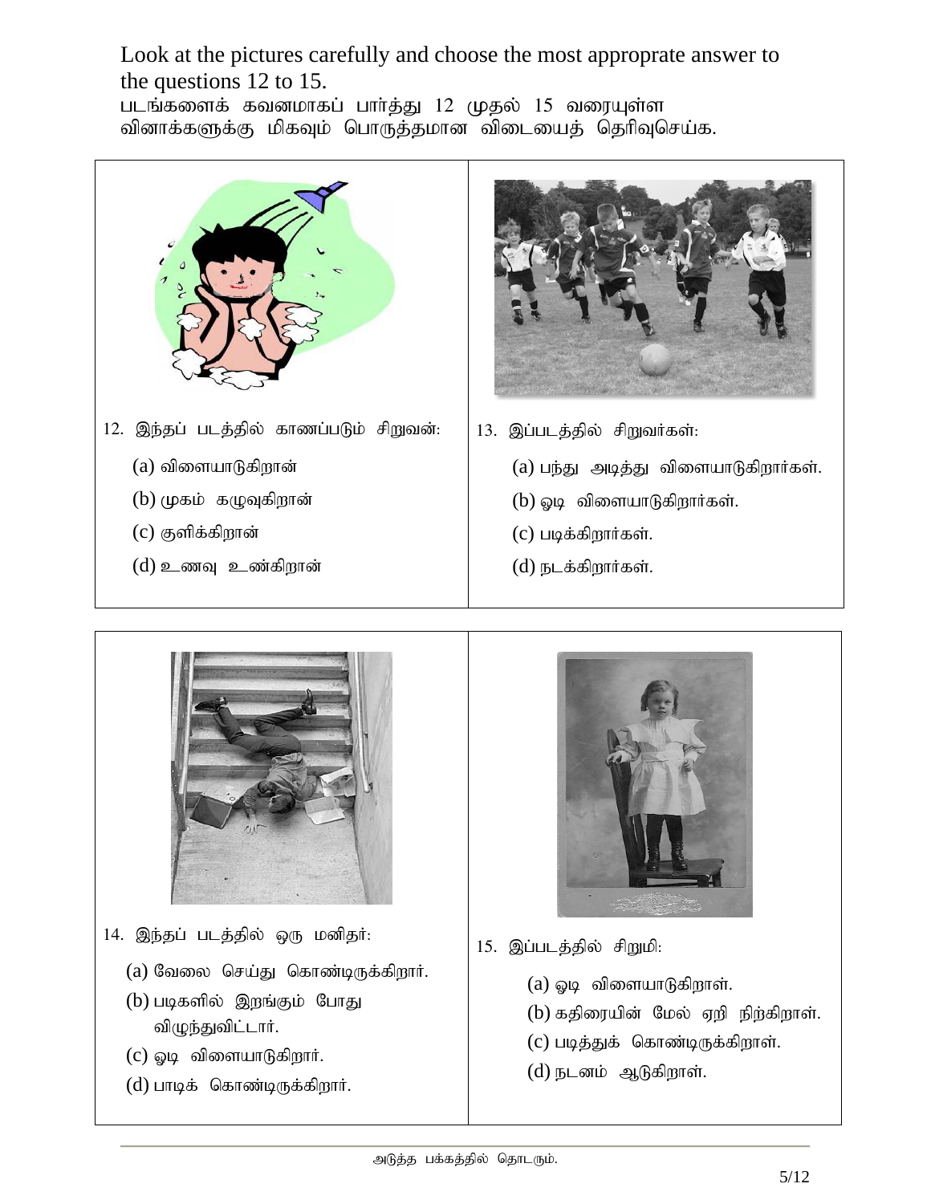Look at the pictures carefully and choose the most approprate answer to the questions 12 to 15.

படங்களைக் கவனமாகப் பார்த்து 12 முதல் 15 வரையுள்ள வினாக்களுக்கு மிகவும் பொருத்தமான விடையைத் தெரிவுசெய்க.

12. இந்தப் படத்தில் காணப்படும் சிறுவன்:

(a) விளையாடுகிறான்
(b) முகம் கழுவுகிறான்
(c) குளிக்கிறான்
(d) உணவு உண்கிறான்

13. இப்படத்தில் சிறுவர்கள்:

(a) பந்து அடித்து விளையாடுகிறார்கள்.
(b) ஓடி விளையாடுகிறார்கள்.
(c) படிக்கிறார்கள்.
(d) நடக்கிறார்கள்.

14. இந்தப் படத்தில் ஒரு மனிதர்:

(a) வேலை செய்து கொண்டிருக்கிறார்.
(b) படிகளில் இறங்கும் போது விழுந்துவிட்டார்.
(c) ஓடி விளையாடுகிறார்.
(d) பாடிக் கொண்டிருக்கிறார்.

15. இப்படத்தில் சிறுமி:

(a) ஓடி விளையாடுகிறாள்.
(b) கதிரையின் மேல் ஏறி நிற்கிறாள்.
(c) படித்துக் கொண்டிருக்கிறாள்.
(d) நடனம் ஆடுகிறாள்.

அடுத்த பக்கத்தில் தொடரும்.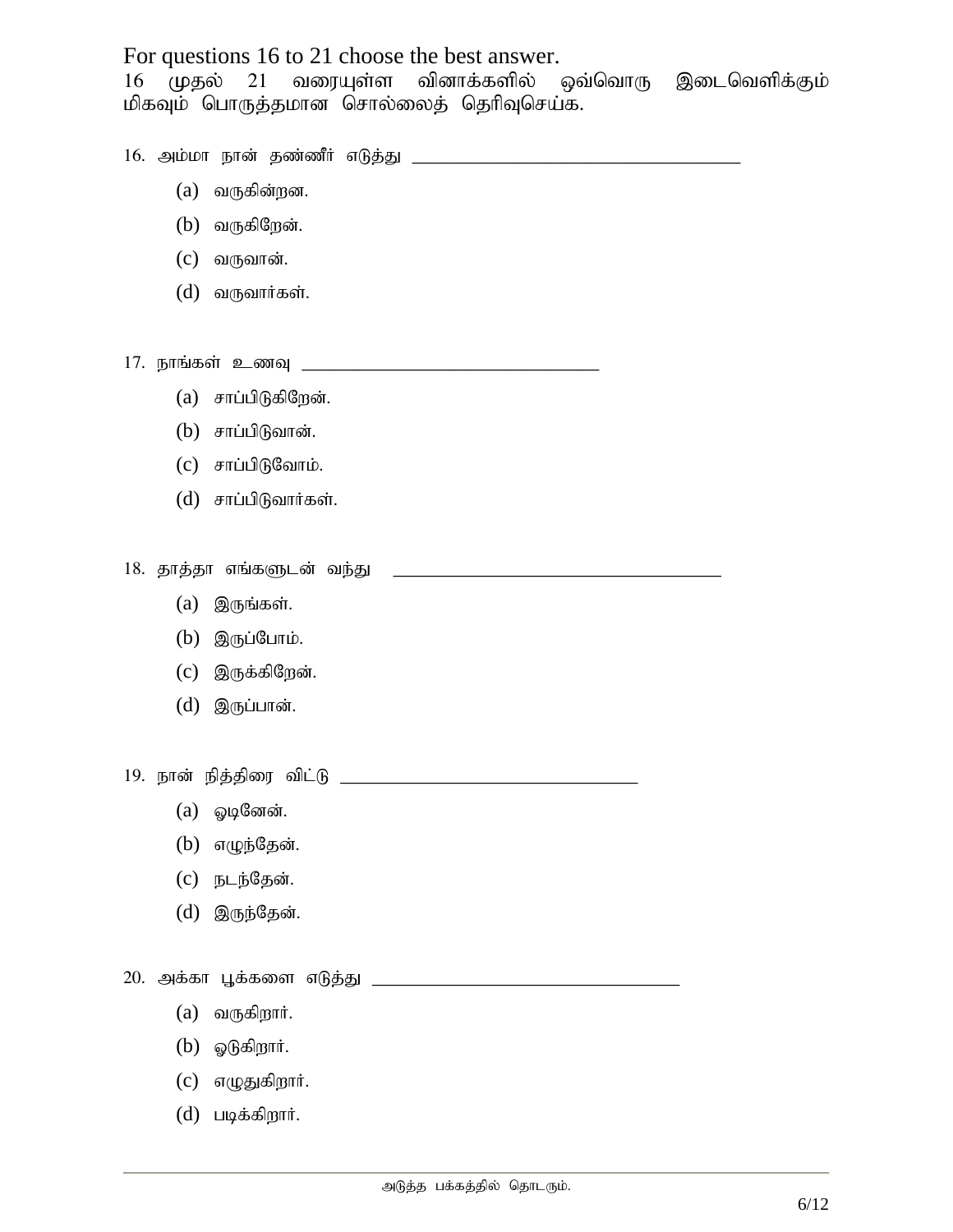For questions 16 to 21 choose the best answer.

16 முதல் 21 வரையுள்ள வினாக்களில் ஒவ்வொரு இடைவெளிக்கும் மிகவும் பொருத்தமான சொல்லைத் தெரிவுசெய்க.

16. அம்மா நான் தண்ணீர் எடுத்து ________________________________

(a) வருகின்றன.

(b) வருகிறேன்.

(c) வருவான்.

(d) வருவார்கள்.

17. நாங்கள் உணவு ________________________________

(a) சாப்பிடுகிறேன்.

(b) சாப்பிடுவான்.

(c) சாப்பிடுவோம்.

(d) சாப்பிடுவார்கள்.

18. தாத்தா எங்களுடன் வந்து ________________________________

(a) இருங்கள்.

(b) இருப்போம்.

(c) இருக்கிறேன்.

(d) இருப்பான்.

19. நான் நித்திரை விட்டு ________________________________

(a) ஓடினேன்.

(b) எழுந்தேன்.

(c) நடந்தேன்.

(d) இருந்தேன்.

20. அக்கா பூக்களை எடுத்து ________________________________

(a) வருகிறார்.

(b) ஓடுகிறார்.

(c) எழுதுகிறார்.

(d) படிக்கிறார்.

அடுத்த பக்கத்தில் தொடரும்.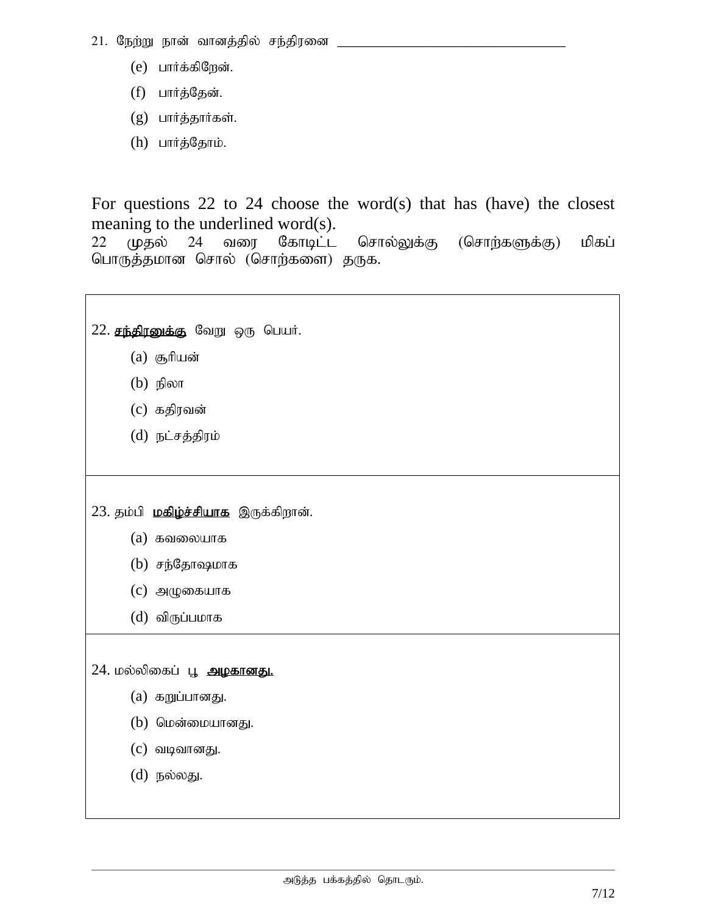21. நேற்று நான் வானத்தில் சந்திரனை ________________________________

(e) பார்க்கிறேன்.

(f) பார்த்தேன்.

(g) பார்த்தார்கள்.

(h) பார்த்தோம்.

For questions 22 to 24 choose the word(s) that has (have) the closest meaning to the underlined word(s).
22 முதல் 24 வரை கோடிட்ட சொல்லுக்கு (சொற்களுக்கு) மிகப் பொருத்தமான சொல் (சொற்களை) தருக.

22. <u>சந்திரனுக்கு</u> வேறு ஒரு பெயர்.

(a) சூரியன்

(b) நிலா

(c) கதிரவன்

(d) நட்சத்திரம்

23. தம்பி **<u>மகிழ்ச்சியாக</u>** இருக்கிறான்.

(a) கவலையாக

(b) சந்தோஷமாக

(c) அழுகையாக

(d) விருப்பமாக

24. மல்லிகைப் பூ **<u>அழகானது.</u>**

(a) கறுப்பானது.

(b) மென்மையானது.

(c) வடிவானது.

(d) நல்லது.

அடுத்த பக்கத்தில் தொடரும்.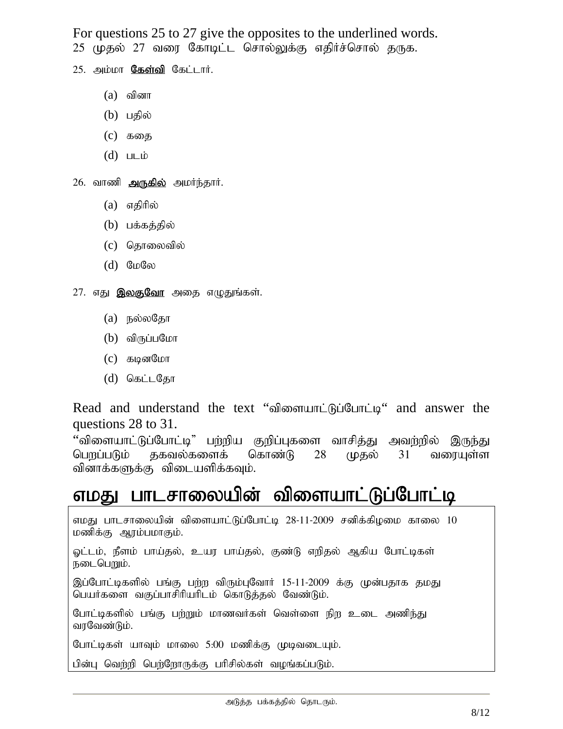For questions 25 to 27 give the opposites to the underlined words.
25 முதல் 27 வரை கோடிட்ட சொல்லுக்கு எதிர்ச்சொல் தருக.

25. அம்மா **கேள்வி** கேட்டார்.

(a) வினா
(b) பதில்
(c) கதை
(d) படம்

26. வாணி **அருகில்** அமர்ந்தார்.

(a) எதிரில்
(b) பக்கத்தில்
(c) தொலைவில்
(d) மேலே

27. எது **இலகுவோ** அதை எழுதுங்கள்.

(a) நல்லதோ
(b) விருப்பமோ
(c) கடினமோ
(d) கெட்டதோ

Read and understand the text "விளையாட்டுப்போட்டி" and answer the questions 28 to 31.
"விளையாட்டுப்போட்டி" பற்றிய குறிப்புகளை வாசித்து அவற்றில் இருந்து பெறப்படும் தகவல்களைக் கொண்டு 28 முதல் 31 வரையுள்ள வினாக்களுக்கு விடையளிக்கவும்.

# எமது பாடசாலையின் விளையாட்டுப்போட்டி

எமது பாடசாலையின் விளையாட்டுப்போட்டி 28-11-2009 சனிக்கிழமை காலை 10 மணிக்கு ஆரம்பமாகும்.

ஓட்டம், நீளம் பாய்தல், உயர பாய்தல், குண்டு எறிதல் ஆகிய போட்டிகள் நடைபெறும்.

இப்போட்டிகளில் பங்கு பற்ற விரும்புவோர் 15-11-2009 க்கு முன்பதாக தமது பெயர்களை வகுப்பாசிரியரிடம் கொடுத்தல் வேண்டும்.

போட்டிகளில் பங்கு பற்றும் மாணவர்கள் வெள்ளை நிற உடை அணிந்து வரவேண்டும்.

போட்டிகள் யாவும் மாலை 5:00 மணிக்கு முடிவடையும்.

பின்பு வெற்றி பெற்றோருக்கு பரிசில்கள் வழங்கப்படும்.

அடுத்த பக்கத்தில் தொடரும்.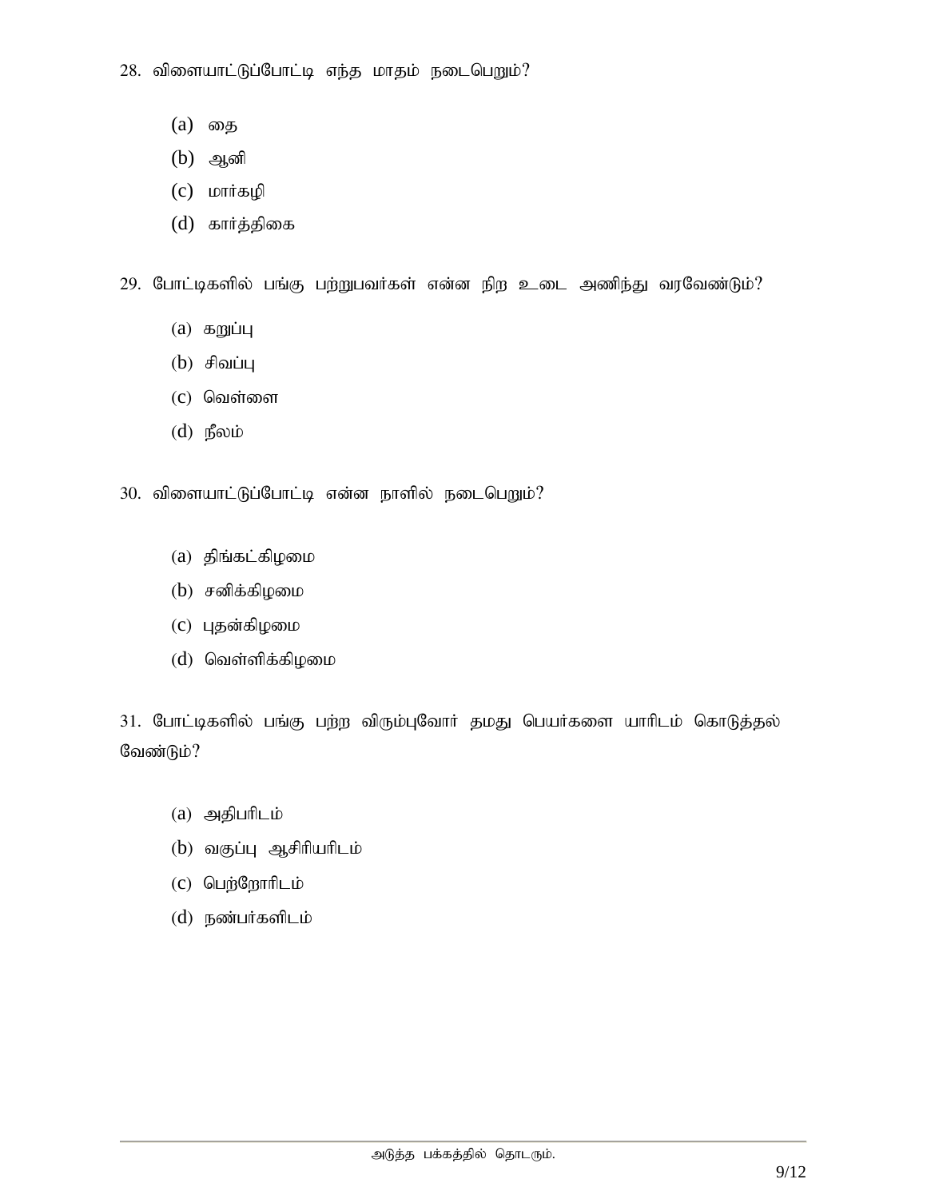28. விளையாட்டுப்போட்டி எந்த மாதம் நடைபெறும்?

(a) தை

(b) ஆனி

(c) மார்கழி

(d) கார்த்திகை

29. போட்டிகளில் பங்கு பற்றுபவர்கள் என்ன நிற உடை அணிந்து வரவேண்டும்?

(a) கறுப்பு

(b) சிவப்பு

(c) வெள்ளை

(d) நீலம்

30. விளையாட்டுப்போட்டி என்ன நாளில் நடைபெறும்?

(a) திங்கட்கிழமை

(b) சனிக்கிழமை

(c) புதன்கிழமை

(d) வெள்ளிக்கிழமை

31. போட்டிகளில் பங்கு பற்ற விரும்புவோர் தமது பெயர்களை யாரிடம் கொடுத்தல் வேண்டும்?

(a) அதிபரிடம்

(b) வகுப்பு ஆசிரியரிடம்

(c) பெற்றோரிடம்

(d) நண்பர்களிடம்

அடுத்த பக்கத்தில் தொடரும்.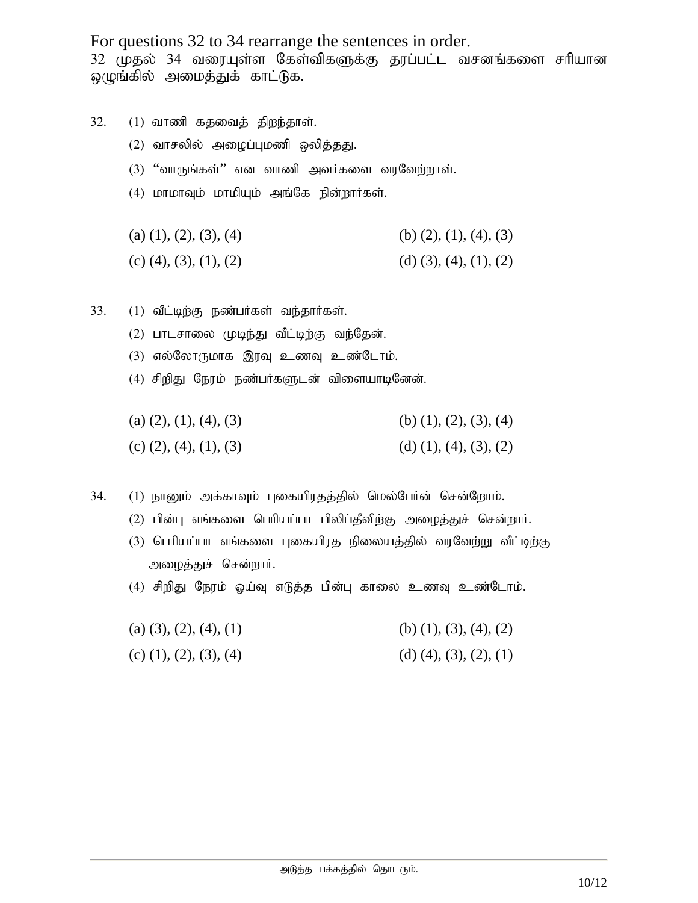For questions 32 to 34 rearrange the sentences in order.

32 முதல் 34 வரையுள்ள கேள்விகளுக்கு தரப்பட்ட வசனங்களை சரியான ஒழுங்கில் அமைத்துக் காட்டுக.

32. (1) வாணி கதவைத் திறந்தாள்.

(2) வாசலில் அழைப்புமணி ஒலித்தது.

(3) “வாருங்கள்” என வாணி அவர்களை வரவேற்றாள்.

(4) மாமாவும் மாமியும் அங்கே நின்றார்கள்.

(a) (1), (2), (3), (4) (b) (2), (1), (4), (3)

(c) (4), (3), (1), (2) (d) (3), (4), (1), (2)

33. (1) வீட்டிற்கு நண்பர்கள் வந்தார்கள்.

(2) பாடசாலை முடிந்து வீட்டிற்கு வந்தேன்.

(3) எல்லோருமாக இரவு உணவு உண்டோம்.

(4) சிறிது நேரம் நண்பர்களுடன் விளையாடினேன்.

(a) (2), (1), (4), (3) (b) (1), (2), (3), (4)

(c) (2), (4), (1), (3) (d) (1), (4), (3), (2)

34. (1) நானும் அக்காவும் புகையிரதத்தில் மெல்போர்ன் சென்றோம்.

(2) பின்பு எங்களை பெரியப்பா பிலிப்தீவிற்கு அழைத்துச் சென்றார்.

(3) பெரியப்பா எங்களை புகையிரத நிலையத்தில் வரவேற்று வீட்டிற்கு அழைத்துச் சென்றார்.

(4) சிறிது நேரம் ஓய்வு எடுத்த பின்பு காலை உணவு உண்டோம்.

(a) (3), (2), (4), (1) (b) (1), (3), (4), (2)

(c) (1), (2), (3), (4) (d) (4), (3), (2), (1)

அடுத்த பக்கத்தில் தொடரும்.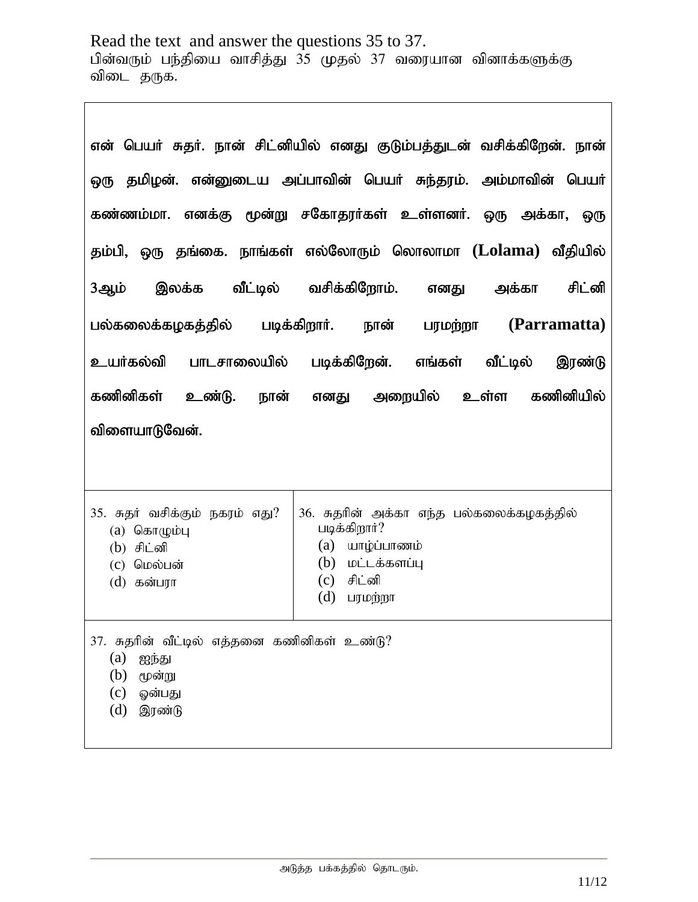Read the text and answer the questions 35 to 37.

பின்வரும் பந்தியை வாசித்து 35 முதல் 37 வரையான வினாக்களுக்கு விடை தருக.

**என் பெயர் சுதர். நான் சிட்னியில் எனது குடும்பத்துடன் வசிக்கிறேன். நான் ஒரு தமிழன். என்னுடைய அப்பாவின் பெயர் சுந்தரம். அம்மாவின் பெயர் கண்ணம்மா. எனக்கு மூன்று சகோதரர்கள் உள்ளனர். ஒரு அக்கா, ஒரு தம்பி, ஒரு தங்கை. நாங்கள் எல்லோரும் லொலாமா (Lolama) வீதியில் 3ஆம் இலக்க வீட்டில் வசிக்கிறோம். எனது அக்கா சிட்னி பல்கலைக்கழகத்தில் படிக்கிறார். நான் பரமற்றா (Parramatta) உயர்கல்வி பாடசாலையில் படிக்கிறேன். எங்கள் வீட்டில் இரண்டு கணினிகள் உண்டு. நான் எனது அறையில் உள்ள கணினியில் விளையாடுவேன்.**

35. சுதர் வசிக்கும் நகரம் எது?
   (a) கொழும்பு
   (b) சிட்னி
   (c) மெல்பன்
   (d) கன்பரா

36. சுதரின் அக்கா எந்த பல்கலைக்கழகத்தில் படிக்கிறார்?
   (a) யாழ்ப்பாணம்
   (b) மட்டக்களப்பு
   (c) சிட்னி
   (d) பரமற்றா

37. சுதரின் வீட்டில் எத்தனை கணினிகள் உண்டு?
   (a) ஐந்து
   (b) மூன்று
   (c) ஒன்பது
   (d) இரண்டு

அடுத்த பக்கத்தில் தொடரும்.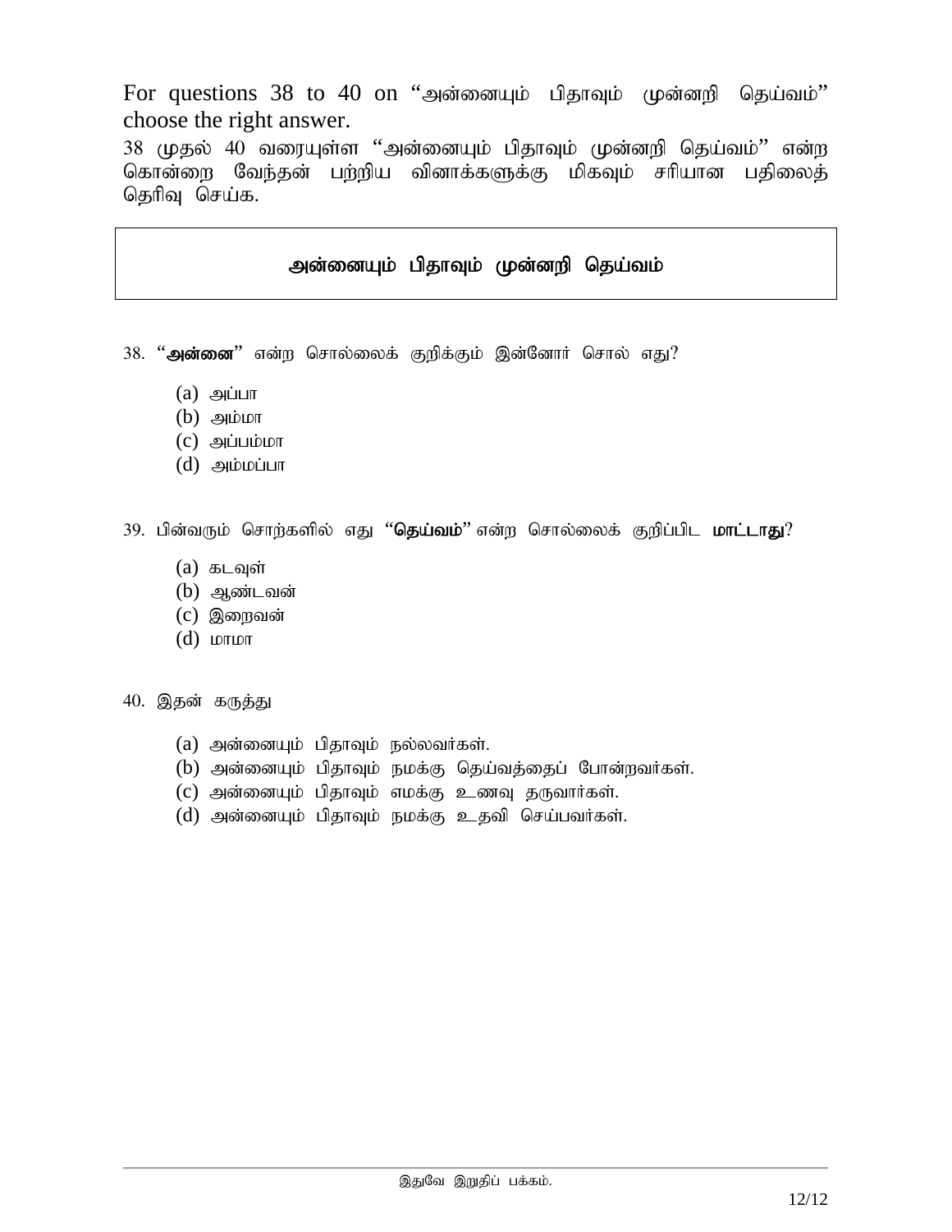For questions 38 to 40 on “அன்னையும் பிதாவும் முன்னறி தெய்வம்” choose the right answer.

38 முதல் 40 வரையுள்ள “அன்னையும் பிதாவும் முன்னறி தெய்வம்” என்ற கொன்றை வேந்தன் பற்றிய வினாக்களுக்கு மிகவும் சரியான பதிலைத் தெரிவு செய்க.

| |
|---|
| **அன்னையும் பிதாவும் முன்னறி தெய்வம்** |

38. “**அன்னை**” என்ற சொல்லைக் குறிக்கும் இன்னோர் சொல் எது?

   (a) அப்பா
   (b) அம்மா
   (c) அப்பம்மா
   (d) அம்மப்பா

39. பின்வரும் சொற்களில் எது “**தெய்வம்**” என்ற சொல்லைக் குறிப்பிட **மாட்டாது**?

   (a) கடவுள்
   (b) ஆண்டவன்
   (c) இறைவன்
   (d) மாமா

40. இதன் கருத்து

   (a) அன்னையும் பிதாவும் நல்லவர்கள்.
   (b) அன்னையும் பிதாவும் நமக்கு தெய்வத்தைப் போன்றவர்கள்.
   (c) அன்னையும் பிதாவும் எமக்கு உணவு தருவார்கள்.
   (d) அன்னையும் பிதாவும் நமக்கு உதவி செய்பவர்கள்.

இதுவே இறுதிப் பக்கம்.